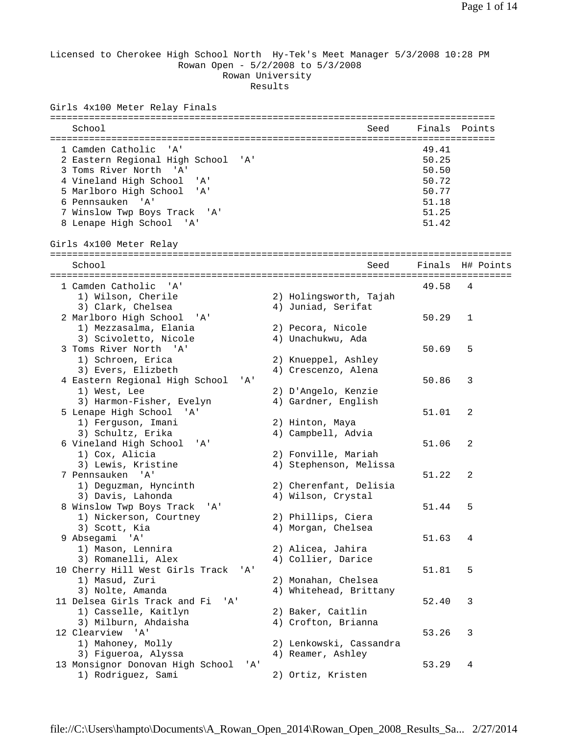Licensed to Cherokee High School North Hy-Tek's Meet Manager 5/3/2008 10:28 PM

Rowan Open - 5/2/2008 to 5/3/2008

Rowan University

Results

## Girls 4x100 Meter Relay Finals

| | School | Seed | Finals | Points |
|---|---|---|---|---|
| 1 | Camden Catholic 'A' | | 49.41 | |
| 2 | Eastern Regional High School 'A' | | 50.25 | |
| 3 | Toms River North 'A' | | 50.50 | |
| 4 | Vineland High School 'A' | | 50.72 | |
| 5 | Marlboro High School 'A' | | 50.77 | |
| 6 | Pennsauken 'A' | | 51.18 | |
| 7 | Winslow Twp Boys Track 'A' | | 51.25 | |
| 8 | Lenape High School 'A' | | 51.42 | |

## Girls 4x100 Meter Relay

| | School | Seed | Finals | H# | Points |
|---|---|---|---|---|---|
| 1 | Camden Catholic 'A' | | 49.58 | 4 | |
| | 1) Wilson, Cherile; 2) Holingsworth, Tajah; 3) Clark, Chelsea; 4) Juniad, Serifat | | | | |
| 2 | Marlboro High School 'A' | | 50.29 | 1 | |
| | 1) Mezzasalma, Elania; 2) Pecora, Nicole; 3) Scivoletto, Nicole; 4) Unachukwu, Ada | | | | |
| 3 | Toms River North 'A' | | 50.69 | 5 | |
| | 1) Schroen, Erica; 2) Knueppel, Ashley; 3) Evers, Elizbeth; 4) Crescenzo, Alena | | | | |
| 4 | Eastern Regional High School 'A' | | 50.86 | 3 | |
| | 1) West, Lee; 2) D'Angelo, Kenzie; 3) Harmon-Fisher, Evelyn; 4) Gardner, English | | | | |
| 5 | Lenape High School 'A' | | 51.01 | 2 | |
| | 1) Ferguson, Imani; 2) Hinton, Maya; 3) Schultz, Erika; 4) Campbell, Advia | | | | |
| 6 | Vineland High School 'A' | | 51.06 | 2 | |
| | 1) Cox, Alicia; 2) Fonville, Mariah; 3) Lewis, Kristine; 4) Stephenson, Melissa | | | | |
| 7 | Pennsauken 'A' | | 51.22 | 2 | |
| | 1) Deguzman, Hyncinth; 2) Cherenfant, Delisia; 3) Davis, Lahonda; 4) Wilson, Crystal | | | | |
| 8 | Winslow Twp Boys Track 'A' | | 51.44 | 5 | |
| | 1) Nickerson, Courtney; 2) Phillips, Ciera; 3) Scott, Kia; 4) Morgan, Chelsea | | | | |
| 9 | Absegami 'A' | | 51.63 | 4 | |
| | 1) Mason, Lennira; 2) Alicea, Jahira; 3) Romanelli, Alex; 4) Collier, Darice | | | | |
| 10 | Cherry Hill West Girls Track 'A' | | 51.81 | 5 | |
| | 1) Masud, Zuri; 2) Monahan, Chelsea; 3) Nolte, Amanda; 4) Whitehead, Brittany | | | | |
| 11 | Delsea Girls Track and Fi 'A' | | 52.40 | 3 | |
| | 1) Casselle, Kaitlyn; 2) Baker, Caitlin; 3) Milburn, Ahdaisha; 4) Crofton, Brianna | | | | |
| 12 | Clearview 'A' | | 53.26 | 3 | |
| | 1) Mahoney, Molly; 2) Lenkowski, Cassandra; 3) Figueroa, Alyssa; 4) Reamer, Ashley | | | | |
| 13 | Monsignor Donovan High School 'A' | | 53.29 | 4 | |
| | 1) Rodriguez, Sami; 2) Ortiz, Kristen | | | | |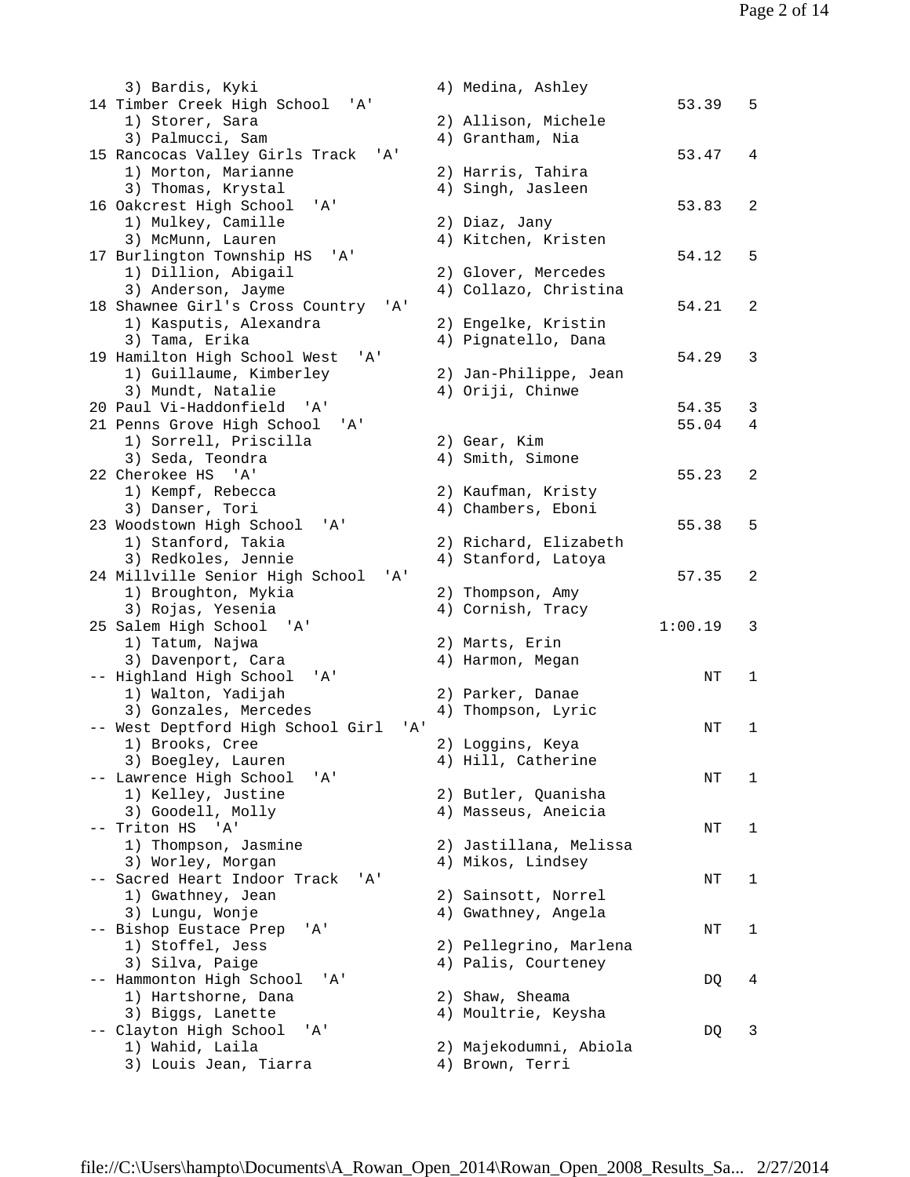```
    3) Bardis, Kyki                  4) Medina, Ashley
 14 Timber Creek High School  'A'                                  53.39   5
    1) Storer, Sara                  2) Allison, Michele
    3) Palmucci, Sam                 4) Grantham, Nia
 15 Rancocas Valley Girls Track  'A'                               53.47   4
    1) Morton, Marianne              2) Harris, Tahira
    3) Thomas, Krystal               4) Singh, Jasleen
 16 Oakcrest High School  'A'                                      53.83   2
    1) Mulkey, Camille               2) Diaz, Jany
    3) McMunn, Lauren                4) Kitchen, Kristen
 17 Burlington Township HS  'A'                                    54.12   5
    1) Dillion, Abigail              2) Glover, Mercedes
    3) Anderson, Jayme               4) Collazo, Christina
 18 Shawnee Girl's Cross Country  'A'                              54.21   2
    1) Kasputis, Alexandra           2) Engelke, Kristin
    3) Tama, Erika                   4) Pignatello, Dana
 19 Hamilton High School West  'A'                                 54.29   3
    1) Guillaume, Kimberley          2) Jan-Philippe, Jean
    3) Mundt, Natalie                4) Oriji, Chinwe
 20 Paul Vi-Haddonfield  'A'                                       54.35   3
 21 Penns Grove High School  'A'                                   55.04   4
    1) Sorrell, Priscilla            2) Gear, Kim
    3) Seda, Teondra                 4) Smith, Simone
 22 Cherokee HS  'A'                                               55.23   2
    1) Kempf, Rebecca                2) Kaufman, Kristy
    3) Danser, Tori                  4) Chambers, Eboni
 23 Woodstown High School  'A'                                     55.38   5
    1) Stanford, Takia               2) Richard, Elizabeth
    3) Redkoles, Jennie              4) Stanford, Latoya
 24 Millville Senior High School  'A'                              57.35   2
    1) Broughton, Mykia              2) Thompson, Amy
    3) Rojas, Yesenia                4) Cornish, Tracy
 25 Salem High School  'A'                                       1:00.19   3
    1) Tatum, Najwa                  2) Marts, Erin
    3) Davenport, Cara               4) Harmon, Megan
 -- Highland High School  'A'                                         NT   1
    1) Walton, Yadijah               2) Parker, Danae
    3) Gonzales, Mercedes            4) Thompson, Lyric
 -- West Deptford High School Girl  'A'                               NT   1
    1) Brooks, Cree                  2) Loggins, Keya
    3) Boegley, Lauren               4) Hill, Catherine
 -- Lawrence High School  'A'                                         NT   1
    1) Kelley, Justine               2) Butler, Quanisha
    3) Goodell, Molly                4) Masseus, Aneicia
 -- Triton HS  'A'                                                    NT   1
    1) Thompson, Jasmine             2) Jastillana, Melissa
    3) Worley, Morgan                4) Mikos, Lindsey
 -- Sacred Heart Indoor Track  'A'                                    NT   1
    1) Gwathney, Jean                2) Sainsott, Norrel
    3) Lungu, Wonje                  4) Gwathney, Angela
 -- Bishop Eustace Prep  'A'                                          NT   1
    1) Stoffel, Jess                 2) Pellegrino, Marlena
    3) Silva, Paige                  4) Palis, Courteney
 -- Hammonton High School  'A'                                        DQ   4
    1) Hartshorne, Dana              2) Shaw, Sheama
    3) Biggs, Lanette                4) Moultrie, Keysha
 -- Clayton High School  'A'                                          DQ   3
    1) Wahid, Laila                  2) Majekodumni, Abiola
    3) Louis Jean, Tiarra            4) Brown, Terri
```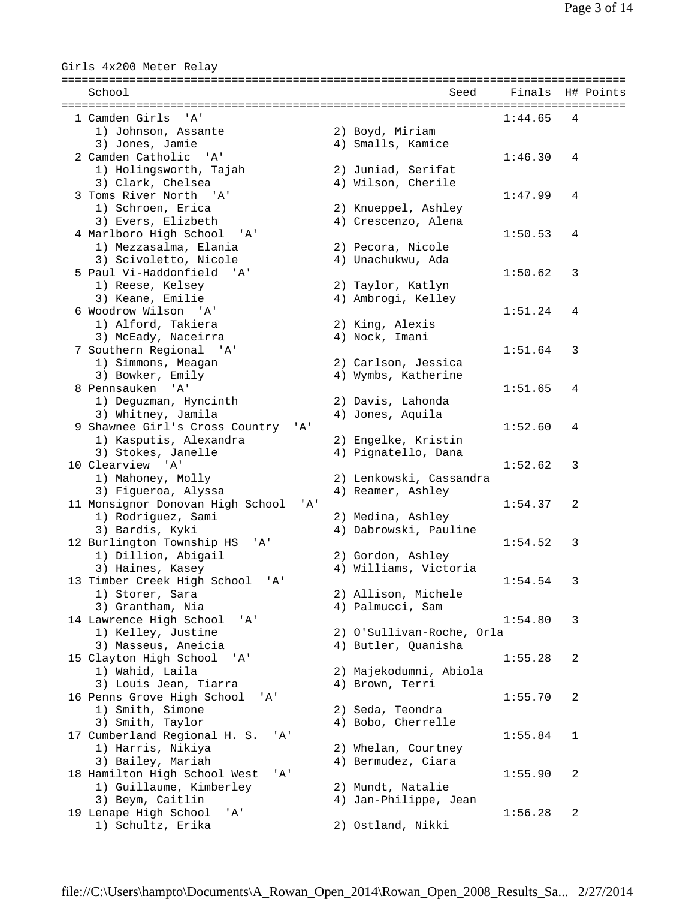## Girls 4x200 Meter Relay

| | School | Seed | Finals | H# | Points |
|---|---|---|---|---|---|
| 1 | Camden Girls 'A' | | 1:44.65 | 4 | |
| | 1) Johnson, Assante; 2) Boyd, Miriam; 3) Jones, Jamie; 4) Smalls, Kamice | | | | |
| 2 | Camden Catholic 'A' | | 1:46.30 | 4 | |
| | 1) Holingsworth, Tajah; 2) Juniad, Serifat; 3) Clark, Chelsea; 4) Wilson, Cherile | | | | |
| 3 | Toms River North 'A' | | 1:47.99 | 4 | |
| | 1) Schroen, Erica; 2) Knueppel, Ashley; 3) Evers, Elizbeth; 4) Crescenzo, Alena | | | | |
| 4 | Marlboro High School 'A' | | 1:50.53 | 4 | |
| | 1) Mezzasalma, Elania; 2) Pecora, Nicole; 3) Scivoletto, Nicole; 4) Unachukwu, Ada | | | | |
| 5 | Paul Vi-Haddonfield 'A' | | 1:50.62 | 3 | |
| | 1) Reese, Kelsey; 2) Taylor, Katlyn; 3) Keane, Emilie; 4) Ambrogi, Kelley | | | | |
| 6 | Woodrow Wilson 'A' | | 1:51.24 | 4 | |
| | 1) Alford, Takiera; 2) King, Alexis; 3) McEady, Naceirra; 4) Nock, Imani | | | | |
| 7 | Southern Regional 'A' | | 1:51.64 | 3 | |
| | 1) Simmons, Meagan; 2) Carlson, Jessica; 3) Bowker, Emily; 4) Wymbs, Katherine | | | | |
| 8 | Pennsauken 'A' | | 1:51.65 | 4 | |
| | 1) Deguzman, Hyncinth; 2) Davis, Lahonda; 3) Whitney, Jamila; 4) Jones, Aquila | | | | |
| 9 | Shawnee Girl's Cross Country 'A' | | 1:52.60 | 4 | |
| | 1) Kasputis, Alexandra; 2) Engelke, Kristin; 3) Stokes, Janelle; 4) Pignatello, Dana | | | | |
| 10 | Clearview 'A' | | 1:52.62 | 3 | |
| | 1) Mahoney, Molly; 2) Lenkowski, Cassandra; 3) Figueroa, Alyssa; 4) Reamer, Ashley | | | | |
| 11 | Monsignor Donovan High School 'A' | | 1:54.37 | 2 | |
| | 1) Rodriguez, Sami; 2) Medina, Ashley; 3) Bardis, Kyki; 4) Dabrowski, Pauline | | | | |
| 12 | Burlington Township HS 'A' | | 1:54.52 | 3 | |
| | 1) Dillion, Abigail; 2) Gordon, Ashley; 3) Haines, Kasey; 4) Williams, Victoria | | | | |
| 13 | Timber Creek High School 'A' | | 1:54.54 | 3 | |
| | 1) Storer, Sara; 2) Allison, Michele; 3) Grantham, Nia; 4) Palmucci, Sam | | | | |
| 14 | Lawrence High School 'A' | | 1:54.80 | 3 | |
| | 1) Kelley, Justine; 2) O'Sullivan-Roche, Orla; 3) Masseus, Aneicia; 4) Butler, Quanisha | | | | |
| 15 | Clayton High School 'A' | | 1:55.28 | 2 | |
| | 1) Wahid, Laila; 2) Majekodumni, Abiola; 3) Louis Jean, Tiarra; 4) Brown, Terri | | | | |
| 16 | Penns Grove High School 'A' | | 1:55.70 | 2 | |
| | 1) Smith, Simone; 2) Seda, Teondra; 3) Smith, Taylor; 4) Bobo, Cherrelle | | | | |
| 17 | Cumberland Regional H. S. 'A' | | 1:55.84 | 1 | |
| | 1) Harris, Nikiya; 2) Whelan, Courtney; 3) Bailey, Mariah; 4) Bermudez, Ciara | | | | |
| 18 | Hamilton High School West 'A' | | 1:55.90 | 2 | |
| | 1) Guillaume, Kimberley; 2) Mundt, Natalie; 3) Beym, Caitlin; 4) Jan-Philippe, Jean | | | | |
| 19 | Lenape High School 'A' | | 1:56.28 | 2 | |
| | 1) Schultz, Erika; 2) Ostland, Nikki | | | | |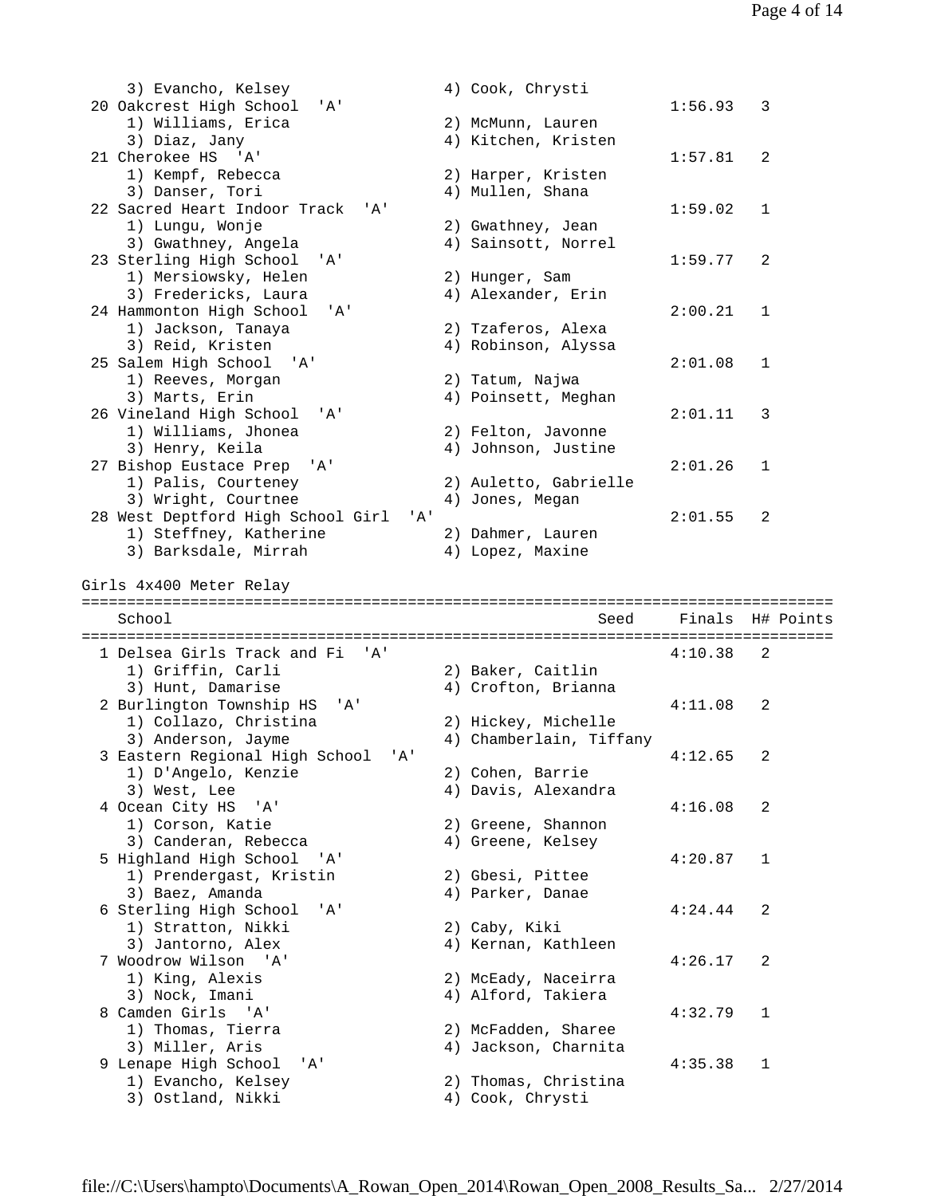```
    3) Evancho, Kelsey                4) Cook, Chrysti
 20 Oakcrest High School  'A'                                    1:56.93   3
    1) Williams, Erica                2) McMunn, Lauren
    3) Diaz, Jany                     4) Kitchen, Kristen
 21 Cherokee HS  'A'                                             1:57.81   2
    1) Kempf, Rebecca                 2) Harper, Kristen
    3) Danser, Tori                   4) Mullen, Shana
 22 Sacred Heart Indoor Track  'A'                               1:59.02   1
    1) Lungu, Wonje                   2) Gwathney, Jean
    3) Gwathney, Angela               4) Sainsott, Norrel
 23 Sterling High School  'A'                                    1:59.77   2
    1) Mersiowsky, Helen              2) Hunger, Sam
    3) Fredericks, Laura              4) Alexander, Erin
 24 Hammonton High School  'A'                                   2:00.21   1
    1) Jackson, Tanaya                2) Tzaferos, Alexa
    3) Reid, Kristen                  4) Robinson, Alyssa
 25 Salem High School  'A'                                       2:01.08   1
    1) Reeves, Morgan                 2) Tatum, Najwa
    3) Marts, Erin                    4) Poinsett, Meghan
 26 Vineland High School  'A'                                    2:01.11   3
    1) Williams, Jhonea               2) Felton, Javonne
    3) Henry, Keila                   4) Johnson, Justine
 27 Bishop Eustace Prep  'A'                                     2:01.26   1
    1) Palis, Courteney               2) Auletto, Gabrielle
    3) Wright, Courtnee               4) Jones, Megan
 28 West Deptford High School Girl  'A'                          2:01.55   2
    1) Steffney, Katherine            2) Dahmer, Lauren
    3) Barksdale, Mirrah              4) Lopez, Maxine

Girls 4x400 Meter Relay
=================================================================================
    School                                          Seed     Finals  H# Points
=================================================================================
  1 Delsea Girls Track and Fi  'A'                               4:10.38   2
    1) Griffin, Carli                 2) Baker, Caitlin
    3) Hunt, Damarise                 4) Crofton, Brianna
  2 Burlington Township HS  'A'                                  4:11.08   2
    1) Collazo, Christina             2) Hickey, Michelle
    3) Anderson, Jayme                4) Chamberlain, Tiffany
  3 Eastern Regional High School  'A'                            4:12.65   2
    1) D'Angelo, Kenzie               2) Cohen, Barrie
    3) West, Lee                      4) Davis, Alexandra
  4 Ocean City HS  'A'                                           4:16.08   2
    1) Corson, Katie                  2) Greene, Shannon
    3) Canderan, Rebecca              4) Greene, Kelsey
  5 Highland High School  'A'                                    4:20.87   1
    1) Prendergast, Kristin           2) Gbesi, Pittee
    3) Baez, Amanda                   4) Parker, Danae
  6 Sterling High School  'A'                                    4:24.44   2
    1) Stratton, Nikki                2) Caby, Kiki
    3) Jantorno, Alex                 4) Kernan, Kathleen
  7 Woodrow Wilson  'A'                                          4:26.17   2
    1) King, Alexis                   2) McEady, Naceirra
    3) Nock, Imani                    4) Alford, Takiera
  8 Camden Girls  'A'                                            4:32.79   1
    1) Thomas, Tierra                 2) McFadden, Sharee
    3) Miller, Aris                   4) Jackson, Charnita
  9 Lenape High School  'A'                                      4:35.38   1
    1) Evancho, Kelsey                2) Thomas, Christina
    3) Ostland, Nikki                 4) Cook, Chrysti
```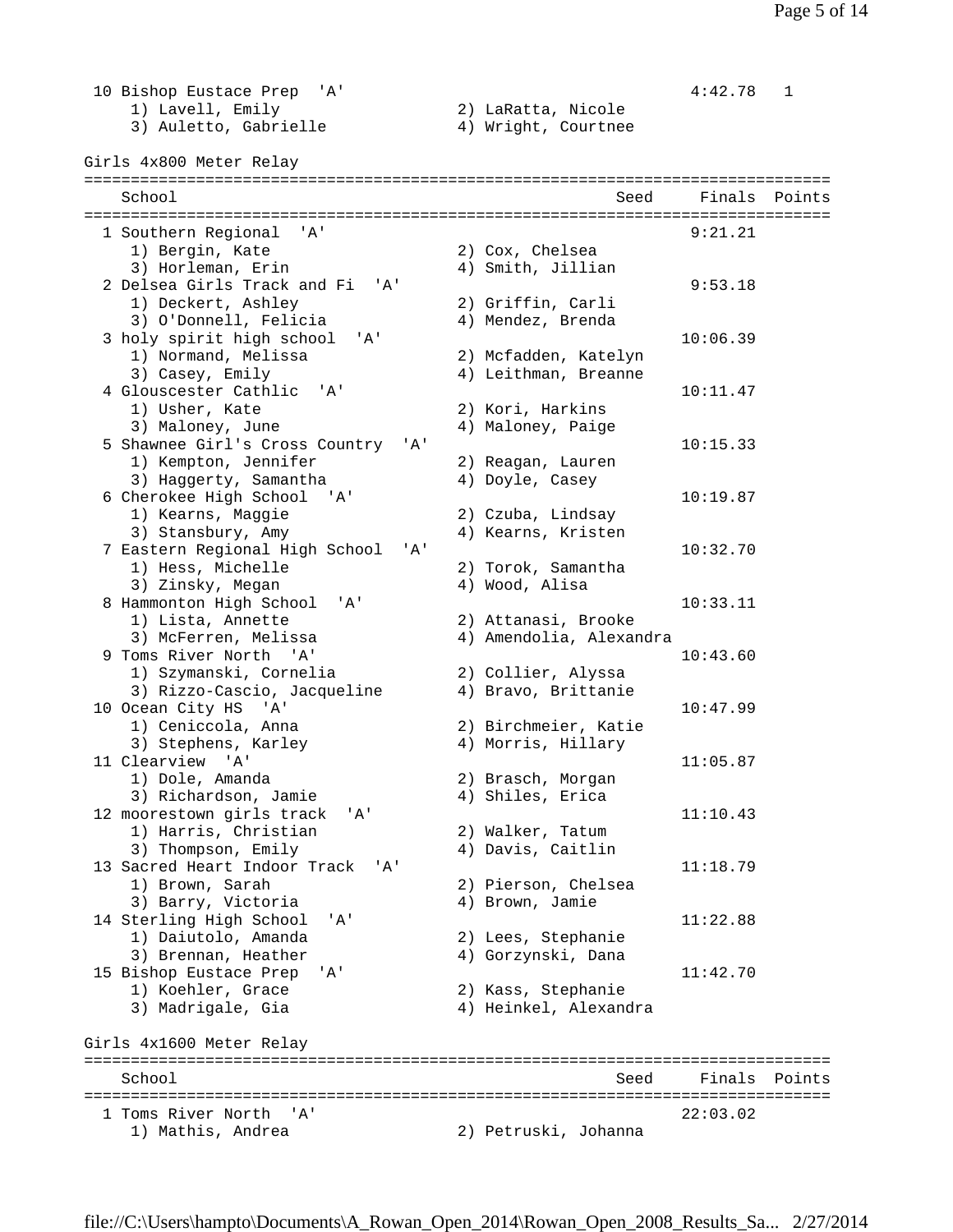10 Bishop Eustace Prep 'A' 4:42.78 1

1) Lavell, Emily 2) LaRatta, Nicole
3) Auletto, Gabrielle 4) Wright, Courtnee

## Girls 4x800 Meter Relay

| School | Seed | Finals | Points |
|---|---|---|---|
| 1 Southern Regional 'A' | | 9:21.21 | |
| 1) Bergin, Kate 2) Cox, Chelsea 3) Horleman, Erin 4) Smith, Jillian | | | |
| 2 Delsea Girls Track and Fi 'A' | | 9:53.18 | |
| 1) Deckert, Ashley 2) Griffin, Carli 3) O'Donnell, Felicia 4) Mendez, Brenda | | | |
| 3 holy spirit high school 'A' | | 10:06.39 | |
| 1) Normand, Melissa 2) Mcfadden, Katelyn 3) Casey, Emily 4) Leithman, Breanne | | | |
| 4 Glouscester Cathlic 'A' | | 10:11.47 | |
| 1) Usher, Kate 2) Kori, Harkins 3) Maloney, June 4) Maloney, Paige | | | |
| 5 Shawnee Girl's Cross Country 'A' | | 10:15.33 | |
| 1) Kempton, Jennifer 2) Reagan, Lauren 3) Haggerty, Samantha 4) Doyle, Casey | | | |
| 6 Cherokee High School 'A' | | 10:19.87 | |
| 1) Kearns, Maggie 2) Czuba, Lindsay 3) Stansbury, Amy 4) Kearns, Kristen | | | |
| 7 Eastern Regional High School 'A' | | 10:32.70 | |
| 1) Hess, Michelle 2) Torok, Samantha 3) Zinsky, Megan 4) Wood, Alisa | | | |
| 8 Hammonton High School 'A' | | 10:33.11 | |
| 1) Lista, Annette 2) Attanasi, Brooke 3) McFerren, Melissa 4) Amendolia, Alexandra | | | |
| 9 Toms River North 'A' | | 10:43.60 | |
| 1) Szymanski, Cornelia 2) Collier, Alyssa 3) Rizzo-Cascio, Jacqueline 4) Bravo, Brittanie | | | |
| 10 Ocean City HS 'A' | | 10:47.99 | |
| 1) Ceniccola, Anna 2) Birchmeier, Katie 3) Stephens, Karley 4) Morris, Hillary | | | |
| 11 Clearview 'A' | | 11:05.87 | |
| 1) Dole, Amanda 2) Brasch, Morgan 3) Richardson, Jamie 4) Shiles, Erica | | | |
| 12 moorestown girls track 'A' | | 11:10.43 | |
| 1) Harris, Christian 2) Walker, Tatum 3) Thompson, Emily 4) Davis, Caitlin | | | |
| 13 Sacred Heart Indoor Track 'A' | | 11:18.79 | |
| 1) Brown, Sarah 2) Pierson, Chelsea 3) Barry, Victoria 4) Brown, Jamie | | | |
| 14 Sterling High School 'A' | | 11:22.88 | |
| 1) Daiutolo, Amanda 2) Lees, Stephanie 3) Brennan, Heather 4) Gorzynski, Dana | | | |
| 15 Bishop Eustace Prep 'A' | | 11:42.70 | |
| 1) Koehler, Grace 2) Kass, Stephanie 3) Madrigale, Gia 4) Heinkel, Alexandra | | | |

## Girls 4x1600 Meter Relay

| School | Seed | Finals | Points |
|---|---|---|---|
| 1 Toms River North 'A' | | 22:03.02 | |
| 1) Mathis, Andrea 2) Petruski, Johanna | | | |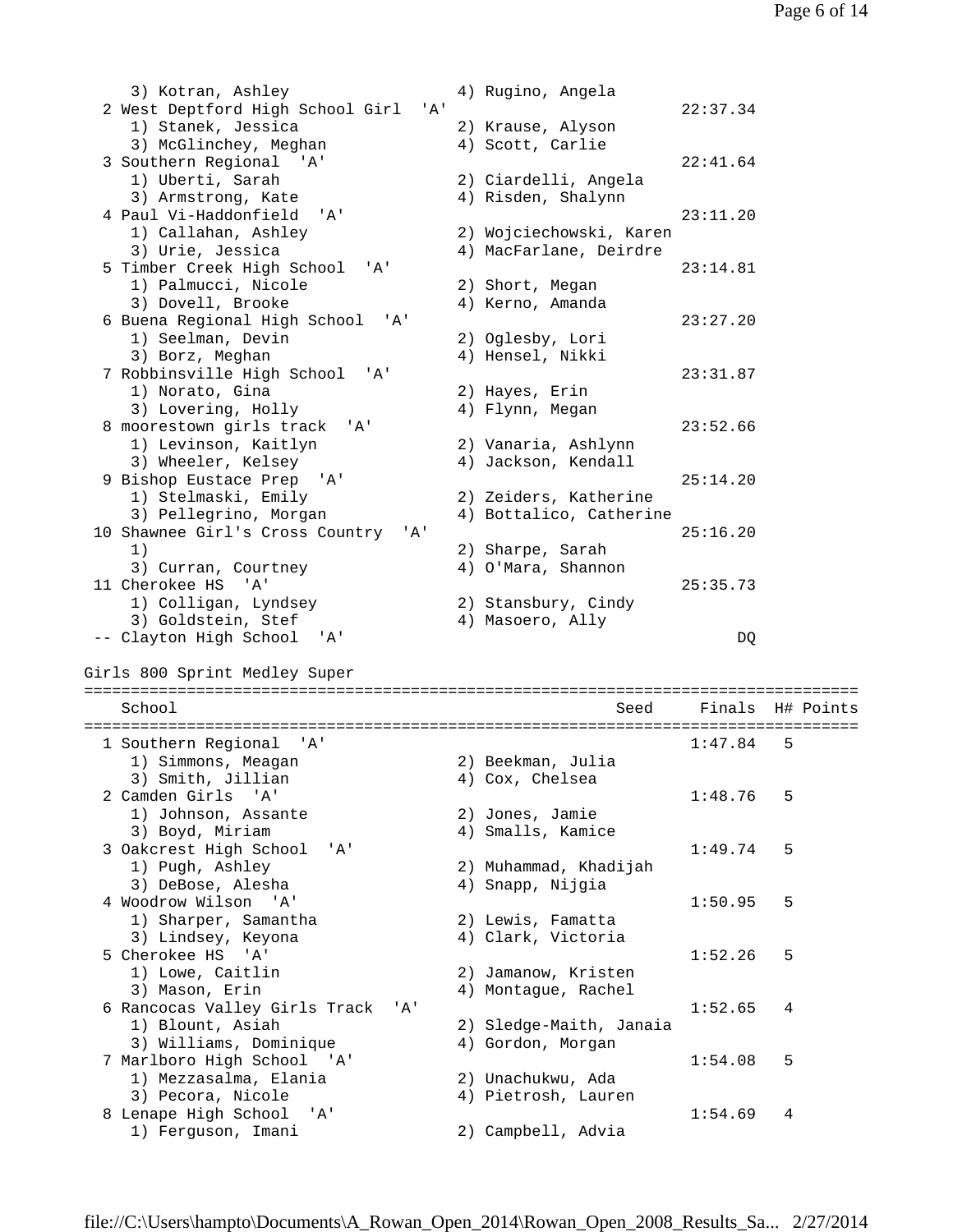```
    3) Kotran, Ashley                 4) Rugino, Angela
  2 West Deptford High School Girl  'A'                        22:37.34
    1) Stanek, Jessica                2) Krause, Alyson
    3) McGlinchey, Meghan             4) Scott, Carlie
  3 Southern Regional  'A'                                     22:41.64
    1) Uberti, Sarah                  2) Ciardelli, Angela
    3) Armstrong, Kate                4) Risden, Shalynn
  4 Paul Vi-Haddonfield  'A'                                   23:11.20
    1) Callahan, Ashley               2) Wojciechowski, Karen
    3) Urie, Jessica                  4) MacFarlane, Deirdre
  5 Timber Creek High School  'A'                              23:14.81
    1) Palmucci, Nicole               2) Short, Megan
    3) Dovell, Brooke                 4) Kerno, Amanda
  6 Buena Regional High School  'A'                            23:27.20
    1) Seelman, Devin                 2) Oglesby, Lori
    3) Borz, Meghan                   4) Hensel, Nikki
  7 Robbinsville High School  'A'                              23:31.87
    1) Norato, Gina                   2) Hayes, Erin
    3) Lovering, Holly                4) Flynn, Megan
  8 moorestown girls track  'A'                                23:52.66
    1) Levinson, Kaitlyn              2) Vanaria, Ashlynn
    3) Wheeler, Kelsey                4) Jackson, Kendall
  9 Bishop Eustace Prep  'A'                                   25:14.20
    1) Stelmaski, Emily               2) Zeiders, Katherine
    3) Pellegrino, Morgan             4) Bottalico, Catherine
 10 Shawnee Girl's Cross Country  'A'                          25:16.20
    1)                                2) Sharpe, Sarah
    3) Curran, Courtney               4) O'Mara, Shannon
 11 Cherokee HS  'A'                                           25:35.73
    1) Colligan, Lyndsey              2) Stansbury, Cindy
    3) Goldstein, Stef                4) Masoero, Ally
 -- Clayton High School  'A'                                         DQ

Girls 800 Sprint Medley Super
================================================================================
    School                                        Seed     Finals  H# Points
================================================================================
  1 Southern Regional  'A'                                  1:47.84   5
    1) Simmons, Meagan                2) Beekman, Julia
    3) Smith, Jillian                 4) Cox, Chelsea
  2 Camden Girls  'A'                                       1:48.76   5
    1) Johnson, Assante               2) Jones, Jamie
    3) Boyd, Miriam                   4) Smalls, Kamice
  3 Oakcrest High School  'A'                               1:49.74   5
    1) Pugh, Ashley                   2) Muhammad, Khadijah
    3) DeBose, Alesha                 4) Snapp, Nijgia
  4 Woodrow Wilson  'A'                                     1:50.95   5
    1) Sharper, Samantha              2) Lewis, Famatta
    3) Lindsey, Keyona                4) Clark, Victoria
  5 Cherokee HS  'A'                                        1:52.26   5
    1) Lowe, Caitlin                  2) Jamanow, Kristen
    3) Mason, Erin                    4) Montague, Rachel
  6 Rancocas Valley Girls Track  'A'                        1:52.65   4
    1) Blount, Asiah                  2) Sledge-Maith, Janaia
    3) Williams, Dominique            4) Gordon, Morgan
  7 Marlboro High School  'A'                               1:54.08   5
    1) Mezzasalma, Elania             2) Unachukwu, Ada
    3) Pecora, Nicole                 4) Pietrosh, Lauren
  8 Lenape High School  'A'                                 1:54.69   4
    1) Ferguson, Imani                2) Campbell, Advia
```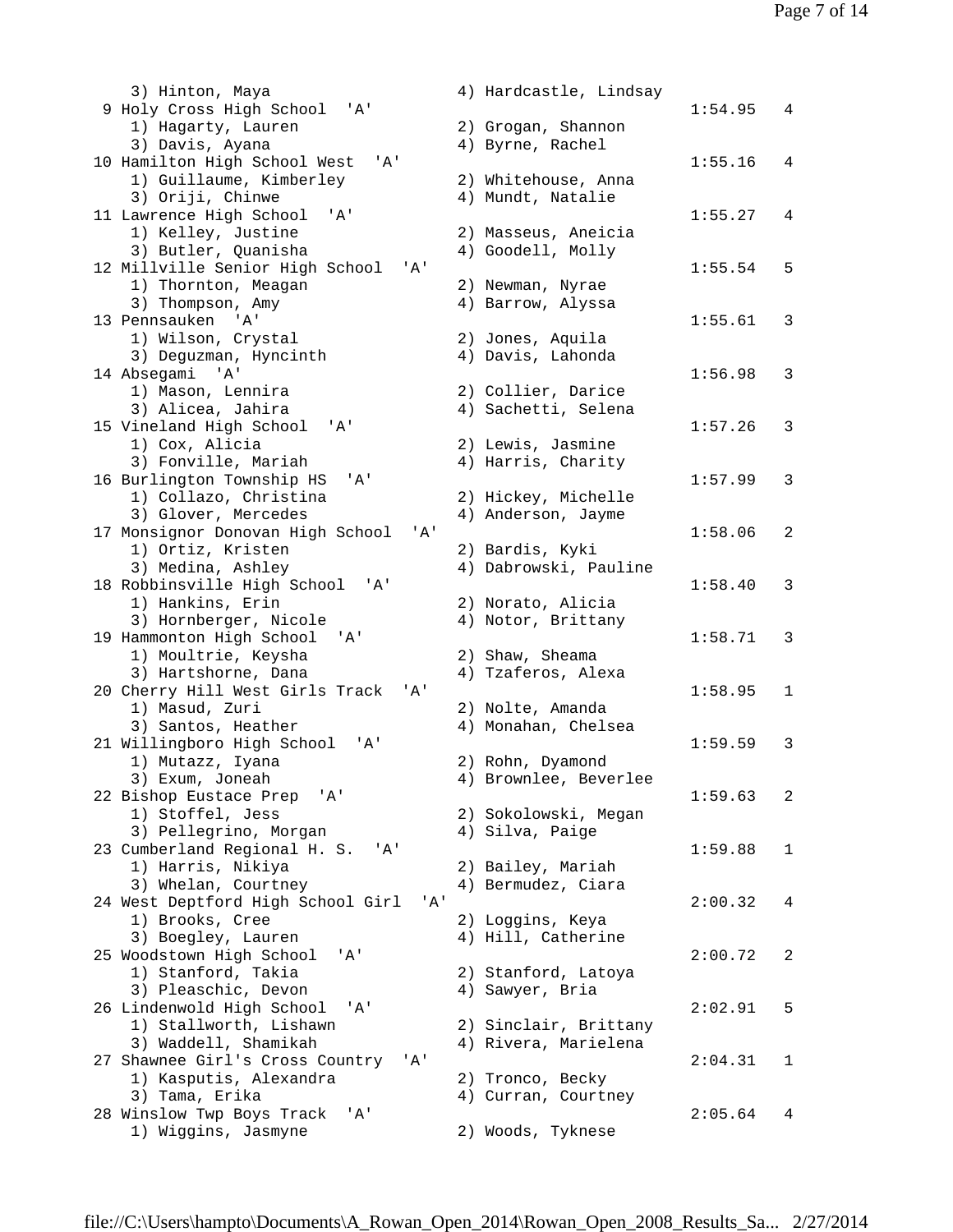```
    3) Hinton, Maya                   4) Hardcastle, Lindsay
  9 Holy Cross High School  'A'                                 1:54.95   4
    1) Hagarty, Lauren                2) Grogan, Shannon
    3) Davis, Ayana                   4) Byrne, Rachel
 10 Hamilton High School West  'A'                              1:55.16   4
    1) Guillaume, Kimberley           2) Whitehouse, Anna
    3) Oriji, Chinwe                  4) Mundt, Natalie
 11 Lawrence High School  'A'                                   1:55.27   4
    1) Kelley, Justine                2) Masseus, Aneicia
    3) Butler, Quanisha               4) Goodell, Molly
 12 Millville Senior High School  'A'                           1:55.54   5
    1) Thornton, Meagan               2) Newman, Nyrae
    3) Thompson, Amy                  4) Barrow, Alyssa
 13 Pennsauken  'A'                                             1:55.61   3
    1) Wilson, Crystal                2) Jones, Aquila
    3) Deguzman, Hyncinth             4) Davis, Lahonda
 14 Absegami  'A'                                               1:56.98   3
    1) Mason, Lennira                 2) Collier, Darice
    3) Alicea, Jahira                 4) Sachetti, Selena
 15 Vineland High School  'A'                                   1:57.26   3
    1) Cox, Alicia                    2) Lewis, Jasmine
    3) Fonville, Mariah               4) Harris, Charity
 16 Burlington Township HS  'A'                                 1:57.99   3
    1) Collazo, Christina             2) Hickey, Michelle
    3) Glover, Mercedes               4) Anderson, Jayme
 17 Monsignor Donovan High School  'A'                          1:58.06   2
    1) Ortiz, Kristen                 2) Bardis, Kyki
    3) Medina, Ashley                 4) Dabrowski, Pauline
 18 Robbinsville High School  'A'                               1:58.40   3
    1) Hankins, Erin                  2) Norato, Alicia
    3) Hornberger, Nicole             4) Notor, Brittany
 19 Hammonton High School  'A'                                  1:58.71   3
    1) Moultrie, Keysha               2) Shaw, Sheama
    3) Hartshorne, Dana               4) Tzaferos, Alexa
 20 Cherry Hill West Girls Track  'A'                           1:58.95   1
    1) Masud, Zuri                    2) Nolte, Amanda
    3) Santos, Heather                4) Monahan, Chelsea
 21 Willingboro High School  'A'                                1:59.59   3
    1) Mutazz, Iyana                  2) Rohn, Dyamond
    3) Exum, Joneah                   4) Brownlee, Beverlee
 22 Bishop Eustace Prep  'A'                                    1:59.63   2
    1) Stoffel, Jess                  2) Sokolowski, Megan
    3) Pellegrino, Morgan             4) Silva, Paige
 23 Cumberland Regional H. S.  'A'                              1:59.88   1
    1) Harris, Nikiya                 2) Bailey, Mariah
    3) Whelan, Courtney               4) Bermudez, Ciara
 24 West Deptford High School Girl  'A'                         2:00.32   4
    1) Brooks, Cree                   2) Loggins, Keya
    3) Boegley, Lauren                4) Hill, Catherine
 25 Woodstown High School  'A'                                  2:00.72   2
    1) Stanford, Takia                2) Stanford, Latoya
    3) Pleaschic, Devon               4) Sawyer, Bria
 26 Lindenwold High School  'A'                                 2:02.91   5
    1) Stallworth, Lishawn            2) Sinclair, Brittany
    3) Waddell, Shamikah              4) Rivera, Marielena
 27 Shawnee Girl's Cross Country  'A'                           2:04.31   1
    1) Kasputis, Alexandra            2) Tronco, Becky
    3) Tama, Erika                    4) Curran, Courtney
 28 Winslow Twp Boys Track  'A'                                 2:05.64   4
    1) Wiggins, Jasmyne               2) Woods, Tyknese
```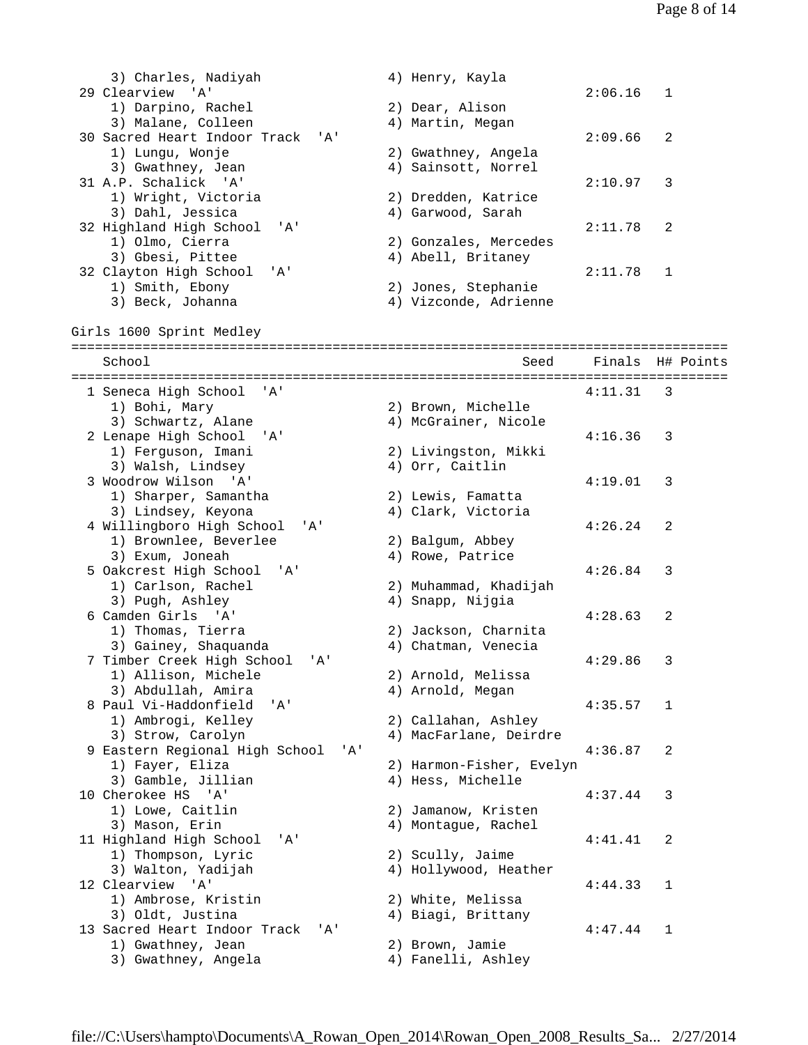3) Charles, Nadiyah                    4) Henry, Kayla

| Place | School | Seed | Finals | H# | Points |
|---|---|---|---|---|---|
| 29 | Clearview 'A' | | 2:06.16 | 1 | |
| | 1) Darpino, Rachel; 2) Dear, Alison; 3) Malane, Colleen; 4) Martin, Megan | | | | |
| 30 | Sacred Heart Indoor Track 'A' | | 2:09.66 | 2 | |
| | 1) Lungu, Wonje; 2) Gwathney, Angela; 3) Gwathney, Jean; 4) Sainsott, Norrel | | | | |
| 31 | A.P. Schalick 'A' | | 2:10.97 | 3 | |
| | 1) Wright, Victoria; 2) Dredden, Katrice; 3) Dahl, Jessica; 4) Garwood, Sarah | | | | |
| 32 | Highland High School 'A' | | 2:11.78 | 2 | |
| | 1) Olmo, Cierra; 2) Gonzales, Mercedes; 3) Gbesi, Pittee; 4) Abell, Britaney | | | | |
| 32 | Clayton High School 'A' | | 2:11.78 | 1 | |
| | 1) Smith, Ebony; 2) Jones, Stephanie; 3) Beck, Johanna; 4) Vizconde, Adrienne | | | | |

## Girls 1600 Sprint Medley

| Place | School | Seed | Finals | H# | Points |
|---|---|---|---|---|---|
| 1 | Seneca High School 'A' | | 4:11.31 | 3 | |
| | 1) Bohi, Mary; 2) Brown, Michelle; 3) Schwartz, Alane; 4) McGrainer, Nicole | | | | |
| 2 | Lenape High School 'A' | | 4:16.36 | 3 | |
| | 1) Ferguson, Imani; 2) Livingston, Mikki; 3) Walsh, Lindsey; 4) Orr, Caitlin | | | | |
| 3 | Woodrow Wilson 'A' | | 4:19.01 | 3 | |
| | 1) Sharper, Samantha; 2) Lewis, Famatta; 3) Lindsey, Keyona; 4) Clark, Victoria | | | | |
| 4 | Willingboro High School 'A' | | 4:26.24 | 2 | |
| | 1) Brownlee, Beverlee; 2) Balgum, Abbey; 3) Exum, Joneah; 4) Rowe, Patrice | | | | |
| 5 | Oakcrest High School 'A' | | 4:26.84 | 3 | |
| | 1) Carlson, Rachel; 2) Muhammad, Khadijah; 3) Pugh, Ashley; 4) Snapp, Nijgia | | | | |
| 6 | Camden Girls 'A' | | 4:28.63 | 2 | |
| | 1) Thomas, Tierra; 2) Jackson, Charnita; 3) Gainey, Shaquanda; 4) Chatman, Venecia | | | | |
| 7 | Timber Creek High School 'A' | | 4:29.86 | 3 | |
| | 1) Allison, Michele; 2) Arnold, Melissa; 3) Abdullah, Amira; 4) Arnold, Megan | | | | |
| 8 | Paul Vi-Haddonfield 'A' | | 4:35.57 | 1 | |
| | 1) Ambrogi, Kelley; 2) Callahan, Ashley; 3) Strow, Carolyn; 4) MacFarlane, Deirdre | | | | |
| 9 | Eastern Regional High School 'A' | | 4:36.87 | 2 | |
| | 1) Fayer, Eliza; 2) Harmon-Fisher, Evelyn; 3) Gamble, Jillian; 4) Hess, Michelle | | | | |
| 10 | Cherokee HS 'A' | | 4:37.44 | 3 | |
| | 1) Lowe, Caitlin; 2) Jamanow, Kristen; 3) Mason, Erin; 4) Montague, Rachel | | | | |
| 11 | Highland High School 'A' | | 4:41.41 | 2 | |
| | 1) Thompson, Lyric; 2) Scully, Jaime; 3) Walton, Yadijah; 4) Hollywood, Heather | | | | |
| 12 | Clearview 'A' | | 4:44.33 | 1 | |
| | 1) Ambrose, Kristin; 2) White, Melissa; 3) Oldt, Justina; 4) Biagi, Brittany | | | | |
| 13 | Sacred Heart Indoor Track 'A' | | 4:47.44 | 1 | |
| | 1) Gwathney, Jean; 2) Brown, Jamie; 3) Gwathney, Angela; 4) Fanelli, Ashley | | | | |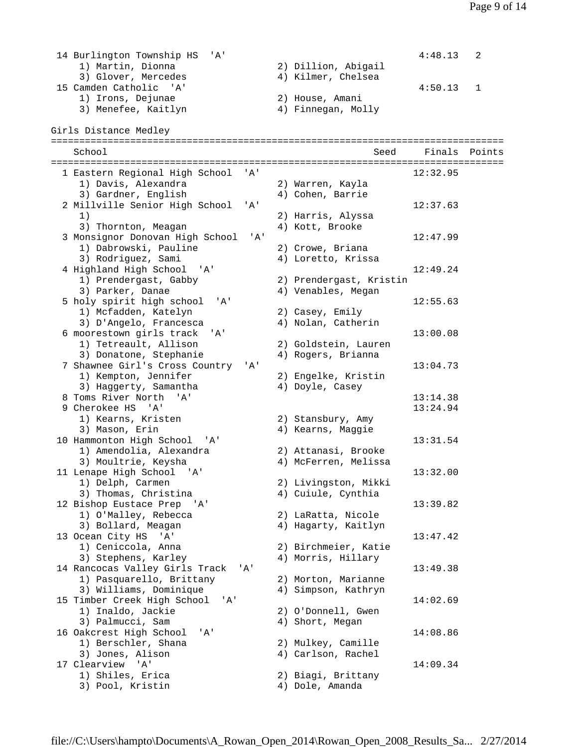```
 14 Burlington Township HS  'A'                                 4:48.13   2
    1) Martin, Dionna                2) Dillion, Abigail
    3) Glover, Mercedes              4) Kilmer, Chelsea
 15 Camden Catholic  'A'                                        4:50.13   1
    1) Irons, Dejunae                2) House, Amani
    3) Menefee, Kaitlyn              4) Finnegan, Molly
```

Girls Distance Medley

```
===============================================================================
    School                                            Seed     Finals  Points
===============================================================================
  1 Eastern Regional High School  'A'                        12:32.95
    1) Davis, Alexandra              2) Warren, Kayla
    3) Gardner, English              4) Cohen, Barrie
  2 Millville Senior High School  'A'                        12:37.63
    1)                               2) Harris, Alyssa
    3) Thornton, Meagan              4) Kott, Brooke
  3 Monsignor Donovan High School  'A'                       12:47.99
    1) Dabrowski, Pauline            2) Crowe, Briana
    3) Rodriguez, Sami               4) Loretto, Krissa
  4 Highland High School  'A'                                12:49.24
    1) Prendergast, Gabby            2) Prendergast, Kristin
    3) Parker, Danae                 4) Venables, Megan
  5 holy spirit high school  'A'                             12:55.63
    1) Mcfadden, Katelyn             2) Casey, Emily
    3) D'Angelo, Francesca           4) Nolan, Catherin
  6 moorestown girls track  'A'                              13:00.08
    1) Tetreault, Allison            2) Goldstein, Lauren
    3) Donatone, Stephanie           4) Rogers, Brianna
  7 Shawnee Girl's Cross Country  'A'                        13:04.73
    1) Kempton, Jennifer             2) Engelke, Kristin
    3) Haggerty, Samantha            4) Doyle, Casey
  8 Toms River North  'A'                                    13:14.38
  9 Cherokee HS  'A'                                         13:24.94
    1) Kearns, Kristen               2) Stansbury, Amy
    3) Mason, Erin                   4) Kearns, Maggie
 10 Hammonton High School  'A'                               13:31.54
    1) Amendolia, Alexandra          2) Attanasi, Brooke
    3) Moultrie, Keysha              4) McFerren, Melissa
 11 Lenape High School  'A'                                  13:32.00
    1) Delph, Carmen                 2) Livingston, Mikki
    3) Thomas, Christina             4) Cuiule, Cynthia
 12 Bishop Eustace Prep  'A'                                 13:39.82
    1) O'Malley, Rebecca             2) LaRatta, Nicole
    3) Bollard, Meagan               4) Hagarty, Kaitlyn
 13 Ocean City HS  'A'                                       13:47.42
    1) Ceniccola, Anna               2) Birchmeier, Katie
    3) Stephens, Karley              4) Morris, Hillary
 14 Rancocas Valley Girls Track  'A'                         13:49.38
    1) Pasquarello, Brittany         2) Morton, Marianne
    3) Williams, Dominique           4) Simpson, Kathryn
 15 Timber Creek High School  'A'                            14:02.69
    1) Inaldo, Jackie                2) O'Donnell, Gwen
    3) Palmucci, Sam                 4) Short, Megan
 16 Oakcrest High School  'A'                                14:08.86
    1) Berschler, Shana              2) Mulkey, Camille
    3) Jones, Alison                 4) Carlson, Rachel
 17 Clearview  'A'                                           14:09.34
    1) Shiles, Erica                 2) Biagi, Brittany
    3) Pool, Kristin                 4) Dole, Amanda
```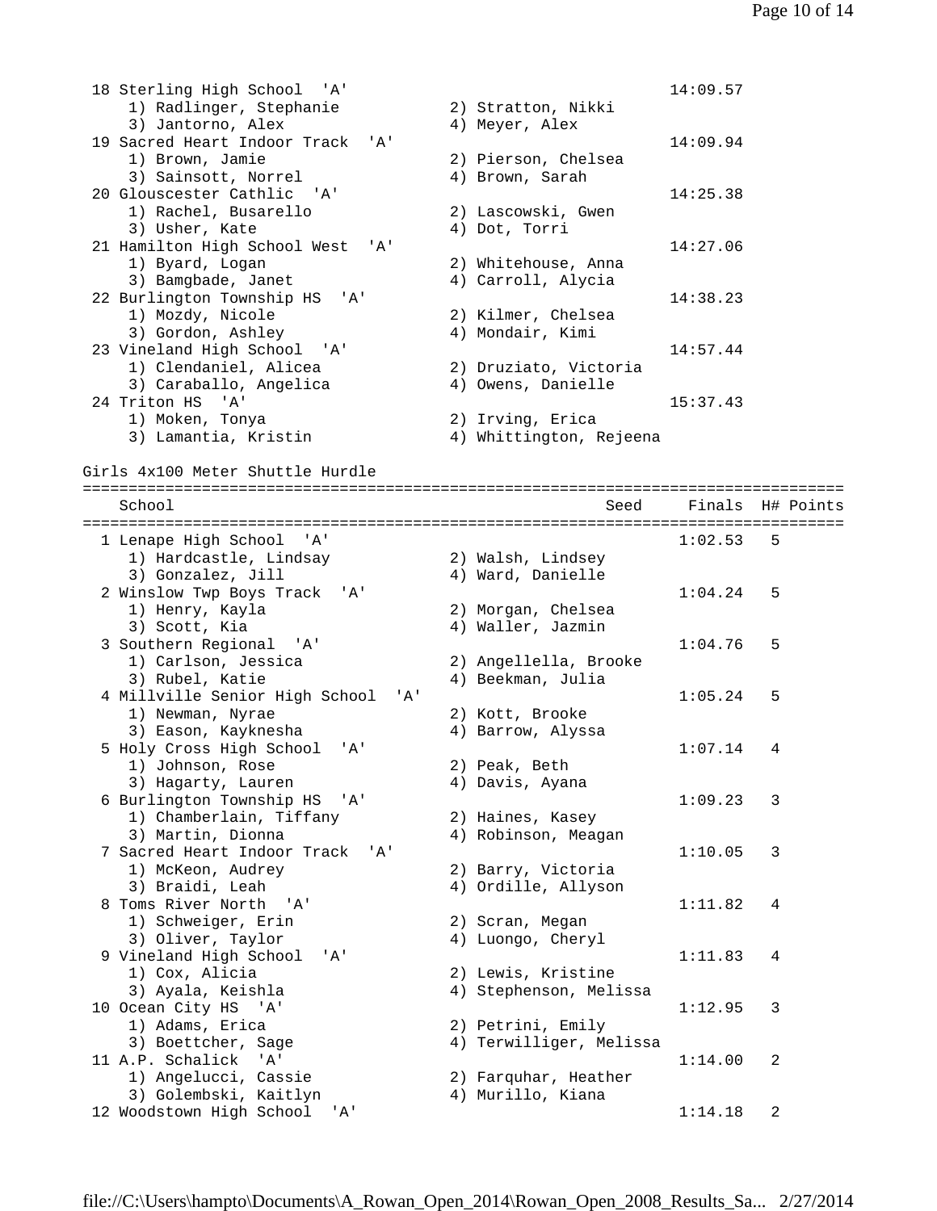| | | | |
|---|---|---|---|
| 18 Sterling High School 'A' | | 14:09.57 | |
| 1) Radlinger, Stephanie | 2) Stratton, Nikki | | |
| 3) Jantorno, Alex | 4) Meyer, Alex | | |
| 19 Sacred Heart Indoor Track 'A' | | 14:09.94 | |
| 1) Brown, Jamie | 2) Pierson, Chelsea | | |
| 3) Sainsott, Norrel | 4) Brown, Sarah | | |
| 20 Glouscester Cathlic 'A' | | 14:25.38 | |
| 1) Rachel, Busarello | 2) Lascowski, Gwen | | |
| 3) Usher, Kate | 4) Dot, Torri | | |
| 21 Hamilton High School West 'A' | | 14:27.06 | |
| 1) Byard, Logan | 2) Whitehouse, Anna | | |
| 3) Bamgbade, Janet | 4) Carroll, Alycia | | |
| 22 Burlington Township HS 'A' | | 14:38.23 | |
| 1) Mozdy, Nicole | 2) Kilmer, Chelsea | | |
| 3) Gordon, Ashley | 4) Mondair, Kimi | | |
| 23 Vineland High School 'A' | | 14:57.44 | |
| 1) Clendaniel, Alicea | 2) Druziato, Victoria | | |
| 3) Caraballo, Angelica | 4) Owens, Danielle | | |
| 24 Triton HS 'A' | | 15:37.43 | |
| 1) Moken, Tonya | 2) Irving, Erica | | |
| 3) Lamantia, Kristin | 4) Whittington, Rejeena | | |

Girls 4x100 Meter Shuttle Hurdle

| School | | Seed | Finals | H# | Points |
|---|---|---|---|---|---|
| 1 Lenape High School 'A' | | | 1:02.53 | 5 | |
| 1) Hardcastle, Lindsay | 2) Walsh, Lindsey | | | | |
| 3) Gonzalez, Jill | 4) Ward, Danielle | | | | |
| 2 Winslow Twp Boys Track 'A' | | | 1:04.24 | 5 | |
| 1) Henry, Kayla | 2) Morgan, Chelsea | | | | |
| 3) Scott, Kia | 4) Waller, Jazmin | | | | |
| 3 Southern Regional 'A' | | | 1:04.76 | 5 | |
| 1) Carlson, Jessica | 2) Angellella, Brooke | | | | |
| 3) Rubel, Katie | 4) Beekman, Julia | | | | |
| 4 Millville Senior High School 'A' | | | 1:05.24 | 5 | |
| 1) Newman, Nyrae | 2) Kott, Brooke | | | | |
| 3) Eason, Kayknesha | 4) Barrow, Alyssa | | | | |
| 5 Holy Cross High School 'A' | | | 1:07.14 | 4 | |
| 1) Johnson, Rose | 2) Peak, Beth | | | | |
| 3) Hagarty, Lauren | 4) Davis, Ayana | | | | |
| 6 Burlington Township HS 'A' | | | 1:09.23 | 3 | |
| 1) Chamberlain, Tiffany | 2) Haines, Kasey | | | | |
| 3) Martin, Dionna | 4) Robinson, Meagan | | | | |
| 7 Sacred Heart Indoor Track 'A' | | | 1:10.05 | 3 | |
| 1) McKeon, Audrey | 2) Barry, Victoria | | | | |
| 3) Braidi, Leah | 4) Ordille, Allyson | | | | |
| 8 Toms River North 'A' | | | 1:11.82 | 4 | |
| 1) Schweiger, Erin | 2) Scran, Megan | | | | |
| 3) Oliver, Taylor | 4) Luongo, Cheryl | | | | |
| 9 Vineland High School 'A' | | | 1:11.83 | 4 | |
| 1) Cox, Alicia | 2) Lewis, Kristine | | | | |
| 3) Ayala, Keishla | 4) Stephenson, Melissa | | | | |
| 10 Ocean City HS 'A' | | | 1:12.95 | 3 | |
| 1) Adams, Erica | 2) Petrini, Emily | | | | |
| 3) Boettcher, Sage | 4) Terwilliger, Melissa | | | | |
| 11 A.P. Schalick 'A' | | | 1:14.00 | 2 | |
| 1) Angelucci, Cassie | 2) Farquhar, Heather | | | | |
| 3) Golembski, Kaitlyn | 4) Murillo, Kiana | | | | |
| 12 Woodstown High School 'A' | | | 1:14.18 | 2 | |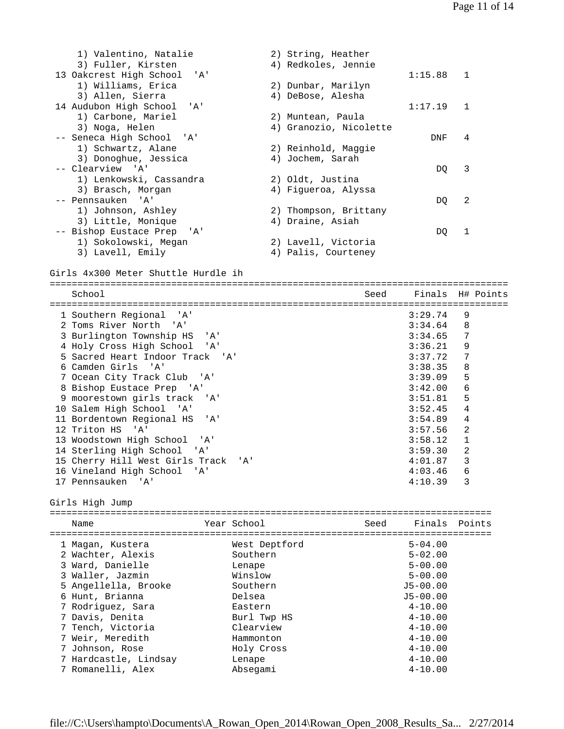| Place | School | Finals | H# |
|---|---|---|---|
| | 1) Valentino, Natalie; 2) String, Heather; 3) Fuller, Kirsten; 4) Redkoles, Jennie | | |
| 13 | Oakcrest High School 'A' | 1:15.88 | 1 |
| | 1) Williams, Erica; 2) Dunbar, Marilyn; 3) Allen, Sierra; 4) DeBose, Alesha | | |
| 14 | Audubon High School 'A' | 1:17.19 | 1 |
| | 1) Carbone, Mariel; 2) Muntean, Paula; 3) Noga, Helen; 4) Granozio, Nicolette | | |
| -- | Seneca High School 'A' | DNF | 4 |
| | 1) Schwartz, Alane; 2) Reinhold, Maggie; 3) Donoghue, Jessica; 4) Jochem, Sarah | | |
| -- | Clearview 'A' | DQ | 3 |
| | 1) Lenkowski, Cassandra; 2) Oldt, Justina; 3) Brasch, Morgan; 4) Figueroa, Alyssa | | |
| -- | Pennsauken 'A' | DQ | 2 |
| | 1) Johnson, Ashley; 2) Thompson, Brittany; 3) Little, Monique; 4) Draine, Asiah | | |
| -- | Bishop Eustace Prep 'A' | DQ | 1 |
| | 1) Sokolowski, Megan; 2) Lavell, Victoria; 3) Lavell, Emily; 4) Palis, Courteney | | |

## Girls 4x300 Meter Shuttle Hurdle ih

| Place | School | Seed | Finals | H# | Points |
|---|---|---|---|---|---|
| 1 | Southern Regional 'A' | | 3:29.74 | 9 | |
| 2 | Toms River North 'A' | | 3:34.64 | 8 | |
| 3 | Burlington Township HS 'A' | | 3:34.65 | 7 | |
| 4 | Holy Cross High School 'A' | | 3:36.21 | 9 | |
| 5 | Sacred Heart Indoor Track 'A' | | 3:37.72 | 7 | |
| 6 | Camden Girls 'A' | | 3:38.35 | 8 | |
| 7 | Ocean City Track Club 'A' | | 3:39.09 | 5 | |
| 8 | Bishop Eustace Prep 'A' | | 3:42.00 | 6 | |
| 9 | moorestown girls track 'A' | | 3:51.81 | 5 | |
| 10 | Salem High School 'A' | | 3:52.45 | 4 | |
| 11 | Bordentown Regional HS 'A' | | 3:54.89 | 4 | |
| 12 | Triton HS 'A' | | 3:57.56 | 2 | |
| 13 | Woodstown High School 'A' | | 3:58.12 | 1 | |
| 14 | Sterling High School 'A' | | 3:59.30 | 2 | |
| 15 | Cherry Hill West Girls Track 'A' | | 4:01.87 | 3 | |
| 16 | Vineland High School 'A' | | 4:03.46 | 6 | |
| 17 | Pennsauken 'A' | | 4:10.39 | 3 | |

## Girls High Jump

| Place | Name | Year | School | Seed | Finals | Points |
|---|---|---|---|---|---|---|
| 1 | Magan, Kustera | | West Deptford | | 5-04.00 | |
| 2 | Wachter, Alexis | | Southern | | 5-02.00 | |
| 3 | Ward, Danielle | | Lenape | | 5-00.00 | |
| 3 | Waller, Jazmin | | Winslow | | 5-00.00 | |
| 5 | Angellella, Brooke | | Southern | | J5-00.00 | |
| 6 | Hunt, Brianna | | Delsea | | J5-00.00 | |
| 7 | Rodriguez, Sara | | Eastern | | 4-10.00 | |
| 7 | Davis, Denita | | Burl Twp HS | | 4-10.00 | |
| 7 | Tench, Victoria | | Clearview | | 4-10.00 | |
| 7 | Weir, Meredith | | Hammonton | | 4-10.00 | |
| 7 | Johnson, Rose | | Holy Cross | | 4-10.00 | |
| 7 | Hardcastle, Lindsay | | Lenape | | 4-10.00 | |
| 7 | Romanelli, Alex | | Absegami | | 4-10.00 | |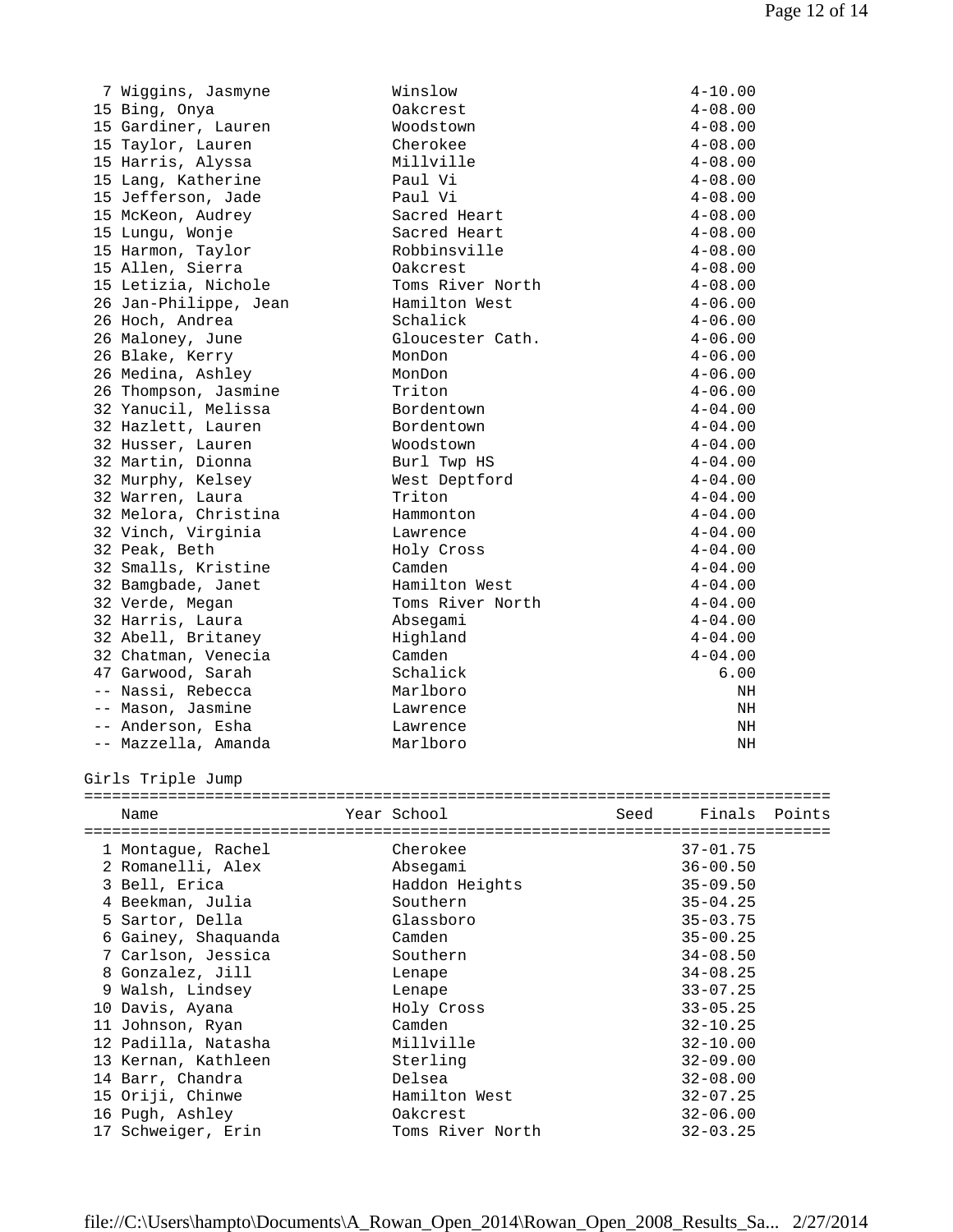| | | | |
|---|---|---|---|
| 7 | Wiggins, Jasmyne | Winslow | 4-10.00 |
| 15 | Bing, Onya | Oakcrest | 4-08.00 |
| 15 | Gardiner, Lauren | Woodstown | 4-08.00 |
| 15 | Taylor, Lauren | Cherokee | 4-08.00 |
| 15 | Harris, Alyssa | Millville | 4-08.00 |
| 15 | Lang, Katherine | Paul Vi | 4-08.00 |
| 15 | Jefferson, Jade | Paul Vi | 4-08.00 |
| 15 | McKeon, Audrey | Sacred Heart | 4-08.00 |
| 15 | Lungu, Wonje | Sacred Heart | 4-08.00 |
| 15 | Harmon, Taylor | Robbinsville | 4-08.00 |
| 15 | Allen, Sierra | Oakcrest | 4-08.00 |
| 15 | Letizia, Nichole | Toms River North | 4-08.00 |
| 26 | Jan-Philippe, Jean | Hamilton West | 4-06.00 |
| 26 | Hoch, Andrea | Schalick | 4-06.00 |
| 26 | Maloney, June | Gloucester Cath. | 4-06.00 |
| 26 | Blake, Kerry | MonDon | 4-06.00 |
| 26 | Medina, Ashley | MonDon | 4-06.00 |
| 26 | Thompson, Jasmine | Triton | 4-06.00 |
| 32 | Yanucil, Melissa | Bordentown | 4-04.00 |
| 32 | Hazlett, Lauren | Bordentown | 4-04.00 |
| 32 | Husser, Lauren | Woodstown | 4-04.00 |
| 32 | Martin, Dionna | Burl Twp HS | 4-04.00 |
| 32 | Murphy, Kelsey | West Deptford | 4-04.00 |
| 32 | Warren, Laura | Triton | 4-04.00 |
| 32 | Melora, Christina | Hammonton | 4-04.00 |
| 32 | Vinch, Virginia | Lawrence | 4-04.00 |
| 32 | Peak, Beth | Holy Cross | 4-04.00 |
| 32 | Smalls, Kristine | Camden | 4-04.00 |
| 32 | Bamgbade, Janet | Hamilton West | 4-04.00 |
| 32 | Verde, Megan | Toms River North | 4-04.00 |
| 32 | Harris, Laura | Absegami | 4-04.00 |
| 32 | Abell, Britaney | Highland | 4-04.00 |
| 32 | Chatman, Venecia | Camden | 4-04.00 |
| 47 | Garwood, Sarah | Schalick | 6.00 |
| -- | Nassi, Rebecca | Marlboro | NH |
| -- | Mason, Jasmine | Lawrence | NH |
| -- | Anderson, Esha | Lawrence | NH |
| -- | Mazzella, Amanda | Marlboro | NH |

## Girls Triple Jump

| | Name | Year | School | Seed | Finals | Points |
|---|---|---|---|---|---|---|
| 1 | Montague, Rachel | | Cherokee | | 37-01.75 | |
| 2 | Romanelli, Alex | | Absegami | | 36-00.50 | |
| 3 | Bell, Erica | | Haddon Heights | | 35-09.50 | |
| 4 | Beekman, Julia | | Southern | | 35-04.25 | |
| 5 | Sartor, Della | | Glassboro | | 35-03.75 | |
| 6 | Gainey, Shaquanda | | Camden | | 35-00.25 | |
| 7 | Carlson, Jessica | | Southern | | 34-08.50 | |
| 8 | Gonzalez, Jill | | Lenape | | 34-08.25 | |
| 9 | Walsh, Lindsey | | Lenape | | 33-07.25 | |
| 10 | Davis, Ayana | | Holy Cross | | 33-05.25 | |
| 11 | Johnson, Ryan | | Camden | | 32-10.25 | |
| 12 | Padilla, Natasha | | Millville | | 32-10.00 | |
| 13 | Kernan, Kathleen | | Sterling | | 32-09.00 | |
| 14 | Barr, Chandra | | Delsea | | 32-08.00 | |
| 15 | Oriji, Chinwe | | Hamilton West | | 32-07.25 | |
| 16 | Pugh, Ashley | | Oakcrest | | 32-06.00 | |
| 17 | Schweiger, Erin | | Toms River North | | 32-03.25 | |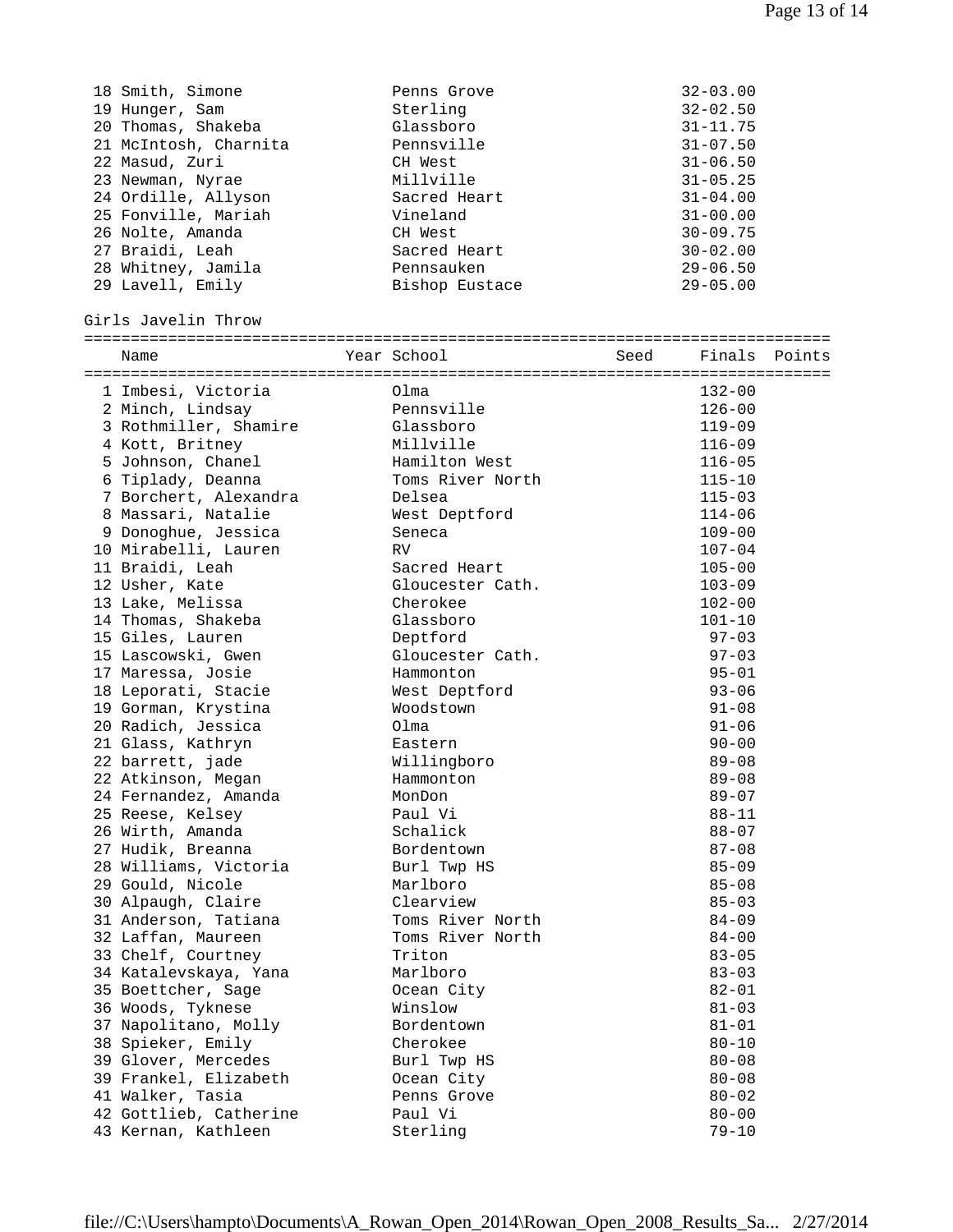| | | | |
|---|---|---|---|
| 18 | Smith, Simone | Penns Grove | 32-03.00 |
| 19 | Hunger, Sam | Sterling | 32-02.50 |
| 20 | Thomas, Shakeba | Glassboro | 31-11.75 |
| 21 | McIntosh, Charnita | Pennsville | 31-07.50 |
| 22 | Masud, Zuri | CH West | 31-06.50 |
| 23 | Newman, Nyrae | Millville | 31-05.25 |
| 24 | Ordille, Allyson | Sacred Heart | 31-04.00 |
| 25 | Fonville, Mariah | Vineland | 31-00.00 |
| 26 | Nolte, Amanda | CH West | 30-09.75 |
| 27 | Braidi, Leah | Sacred Heart | 30-02.00 |
| 28 | Whitney, Jamila | Pennsauken | 29-06.50 |
| 29 | Lavell, Emily | Bishop Eustace | 29-05.00 |

## Girls Javelin Throw

| | Name | Year | School | Seed | Finals | Points |
|---|---|---|---|---|---|---|
| 1 | Imbesi, Victoria | | Olma | | 132-00 | |
| 2 | Minch, Lindsay | | Pennsville | | 126-00 | |
| 3 | Rothmiller, Shamire | | Glassboro | | 119-09 | |
| 4 | Kott, Britney | | Millville | | 116-09 | |
| 5 | Johnson, Chanel | | Hamilton West | | 116-05 | |
| 6 | Tiplady, Deanna | | Toms River North | | 115-10 | |
| 7 | Borchert, Alexandra | | Delsea | | 115-03 | |
| 8 | Massari, Natalie | | West Deptford | | 114-06 | |
| 9 | Donoghue, Jessica | | Seneca | | 109-00 | |
| 10 | Mirabelli, Lauren | | RV | | 107-04 | |
| 11 | Braidi, Leah | | Sacred Heart | | 105-00 | |
| 12 | Usher, Kate | | Gloucester Cath. | | 103-09 | |
| 13 | Lake, Melissa | | Cherokee | | 102-00 | |
| 14 | Thomas, Shakeba | | Glassboro | | 101-10 | |
| 15 | Giles, Lauren | | Deptford | | 97-03 | |
| 15 | Lascowski, Gwen | | Gloucester Cath. | | 97-03 | |
| 17 | Maressa, Josie | | Hammonton | | 95-01 | |
| 18 | Leporati, Stacie | | West Deptford | | 93-06 | |
| 19 | Gorman, Krystina | | Woodstown | | 91-08 | |
| 20 | Radich, Jessica | | Olma | | 91-06 | |
| 21 | Glass, Kathryn | | Eastern | | 90-00 | |
| 22 | barrett, jade | | Willingboro | | 89-08 | |
| 22 | Atkinson, Megan | | Hammonton | | 89-08 | |
| 24 | Fernandez, Amanda | | MonDon | | 89-07 | |
| 25 | Reese, Kelsey | | Paul Vi | | 88-11 | |
| 26 | Wirth, Amanda | | Schalick | | 88-07 | |
| 27 | Hudik, Breanna | | Bordentown | | 87-08 | |
| 28 | Williams, Victoria | | Burl Twp HS | | 85-09 | |
| 29 | Gould, Nicole | | Marlboro | | 85-08 | |
| 30 | Alpaugh, Claire | | Clearview | | 85-03 | |
| 31 | Anderson, Tatiana | | Toms River North | | 84-09 | |
| 32 | Laffan, Maureen | | Toms River North | | 84-00 | |
| 33 | Chelf, Courtney | | Triton | | 83-05 | |
| 34 | Katalevskaya, Yana | | Marlboro | | 83-03 | |
| 35 | Boettcher, Sage | | Ocean City | | 82-01 | |
| 36 | Woods, Tyknese | | Winslow | | 81-03 | |
| 37 | Napolitano, Molly | | Bordentown | | 81-01 | |
| 38 | Spieker, Emily | | Cherokee | | 80-10 | |
| 39 | Glover, Mercedes | | Burl Twp HS | | 80-08 | |
| 39 | Frankel, Elizabeth | | Ocean City | | 80-08 | |
| 41 | Walker, Tasia | | Penns Grove | | 80-02 | |
| 42 | Gottlieb, Catherine | | Paul Vi | | 80-00 | |
| 43 | Kernan, Kathleen | | Sterling | | 79-10 | |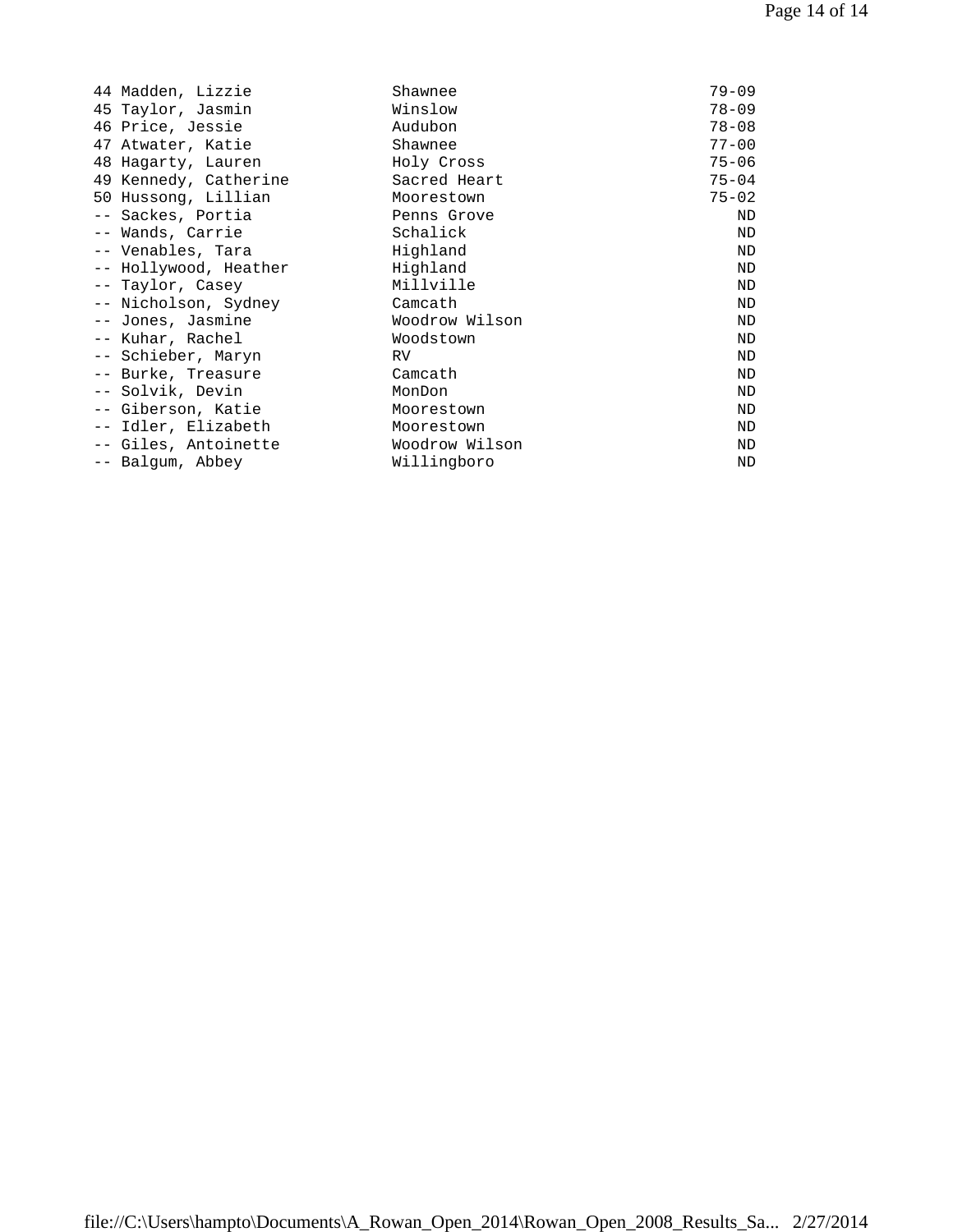| | | | |
|---|---|---|---|
| 44 | Madden, Lizzie | Shawnee | 79-09 |
| 45 | Taylor, Jasmin | Winslow | 78-09 |
| 46 | Price, Jessie | Audubon | 78-08 |
| 47 | Atwater, Katie | Shawnee | 77-00 |
| 48 | Hagarty, Lauren | Holy Cross | 75-06 |
| 49 | Kennedy, Catherine | Sacred Heart | 75-04 |
| 50 | Hussong, Lillian | Moorestown | 75-02 |
| -- | Sackes, Portia | Penns Grove | ND |
| -- | Wands, Carrie | Schalick | ND |
| -- | Venables, Tara | Highland | ND |
| -- | Hollywood, Heather | Highland | ND |
| -- | Taylor, Casey | Millville | ND |
| -- | Nicholson, Sydney | Camcath | ND |
| -- | Jones, Jasmine | Woodrow Wilson | ND |
| -- | Kuhar, Rachel | Woodstown | ND |
| -- | Schieber, Maryn | RV | ND |
| -- | Burke, Treasure | Camcath | ND |
| -- | Solvik, Devin | MonDon | ND |
| -- | Giberson, Katie | Moorestown | ND |
| -- | Idler, Elizabeth | Moorestown | ND |
| -- | Giles, Antoinette | Woodrow Wilson | ND |
| -- | Balgum, Abbey | Willingboro | ND |